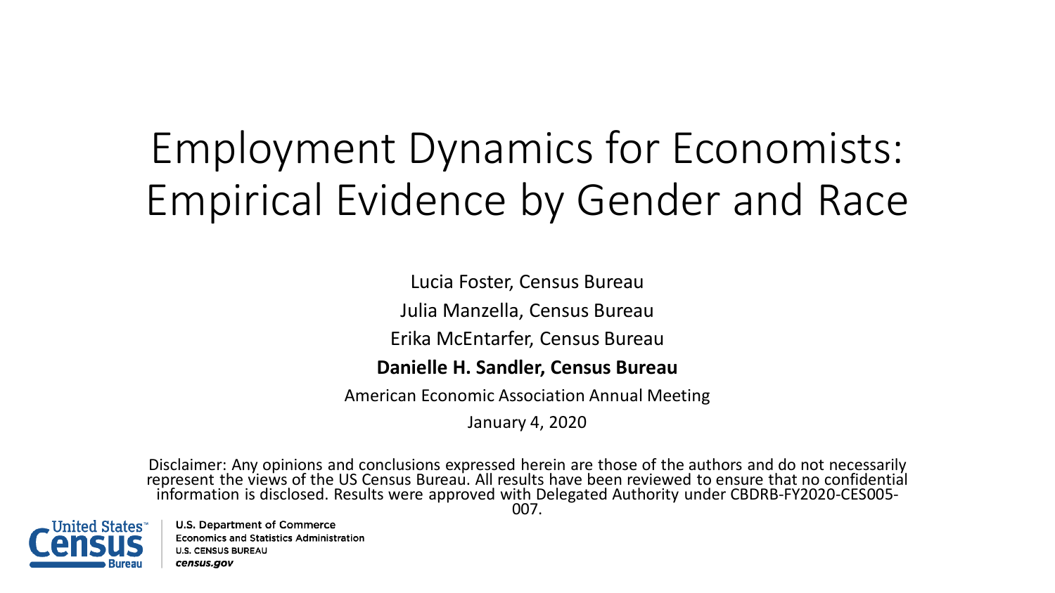# Employment Dynamics for Economists: Empirical Evidence by Gender and Race

Lucia Foster, Census Bureau

Julia Manzella, Census Bureau

Erika McEntarfer, Census Bureau

**Danielle H. Sandler, Census Bureau**

American Economic Association Annual Meeting

January 4, 2020

Disclaimer: Any opinions and conclusions expressed herein are those of the authors and do not necessarily represent the views of the US Census Bureau. All results have been reviewed to ensure that no confidential information is disclosed. Results were approved with Delegated Authority under CBDRB-FY2020-CES005-007.

United States Census Bureau

U.S. Department of Commerce
Economics and Statistics Administration
U.S. CENSUS BUREAU
*census.gov*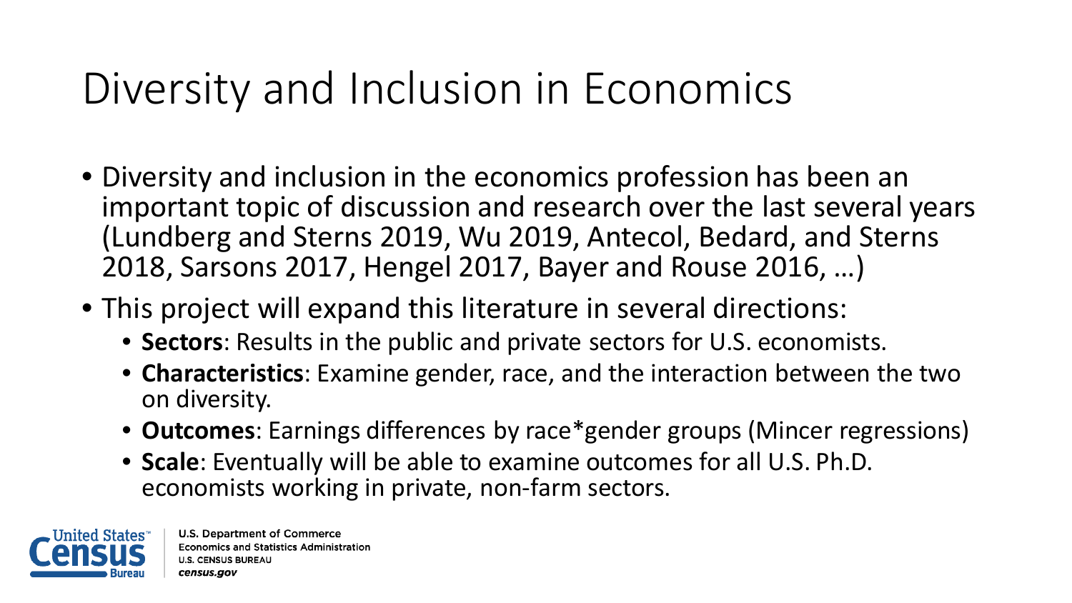# Diversity and Inclusion in Economics

- Diversity and inclusion in the economics profession has been an important topic of discussion and research over the last several years (Lundberg and Sterns 2019, Wu 2019, Antecol, Bedard, and Sterns 2018, Sarsons 2017, Hengel 2017, Bayer and Rouse 2016, …)
- This project will expand this literature in several directions:
  - **Sectors**: Results in the public and private sectors for U.S. economists.
  - **Characteristics**: Examine gender, race, and the interaction between the two on diversity.
  - **Outcomes**: Earnings differences by race*gender groups (Mincer regressions)
  - **Scale**: Eventually will be able to examine outcomes for all U.S. Ph.D. economists working in private, non-farm sectors.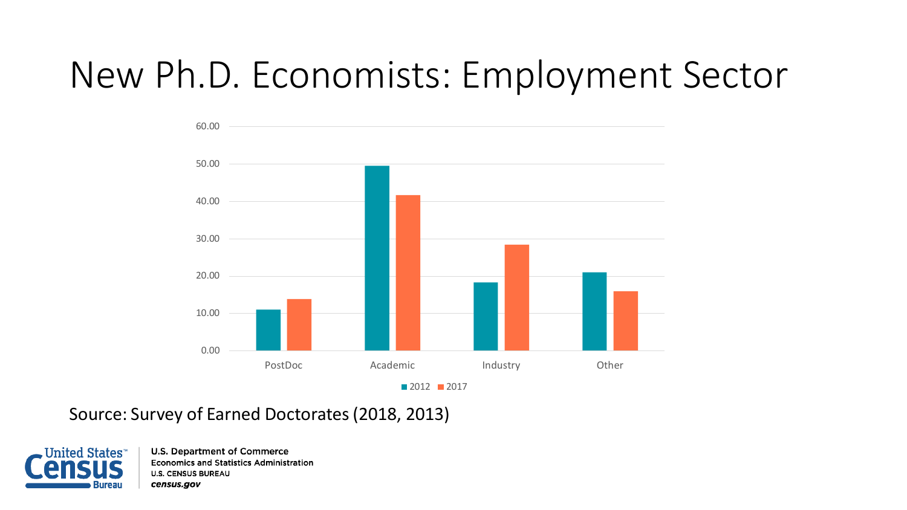# New Ph.D. Economists: Employment Sector

| Sector | 2012 | 2017 |
|---|---|---|
| PostDoc | 11.0 | 13.8 |
| Academic | 49.5 | 41.6 |
| Industry | 18.3 | 28.4 |
| Other | 21.0 | 15.9 |

Source: Survey of Earned Doctorates (2018, 2013)

U.S. Department of Commerce
Economics and Statistics Administration
U.S. CENSUS BUREAU
census.gov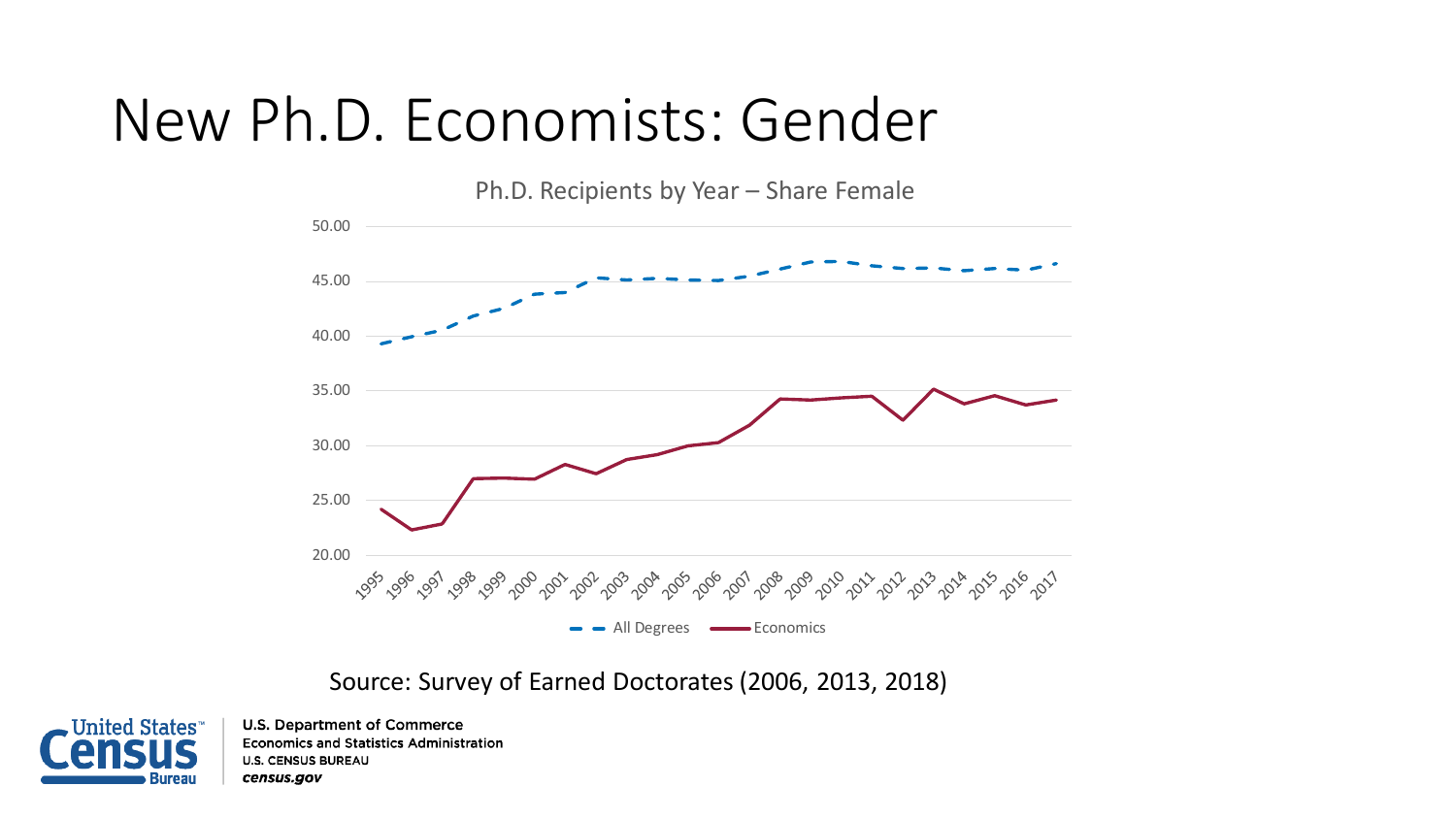# New Ph.D. Economists: Gender

Ph.D. Recipients by Year – Share Female

Source: Survey of Earned Doctorates (2006, 2013, 2018)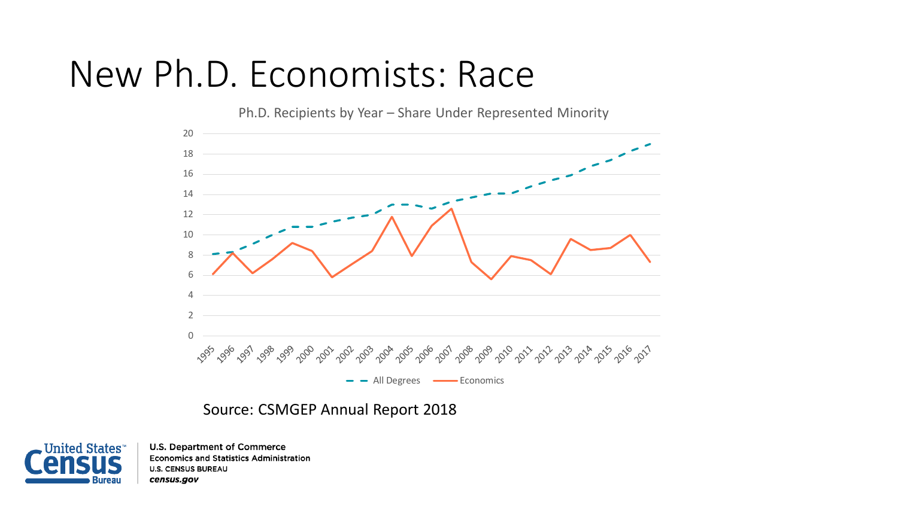# New Ph.D. Economists: Race

Ph.D. Recipients by Year – Share Under Represented Minority

Source: CSMGEP Annual Report 2018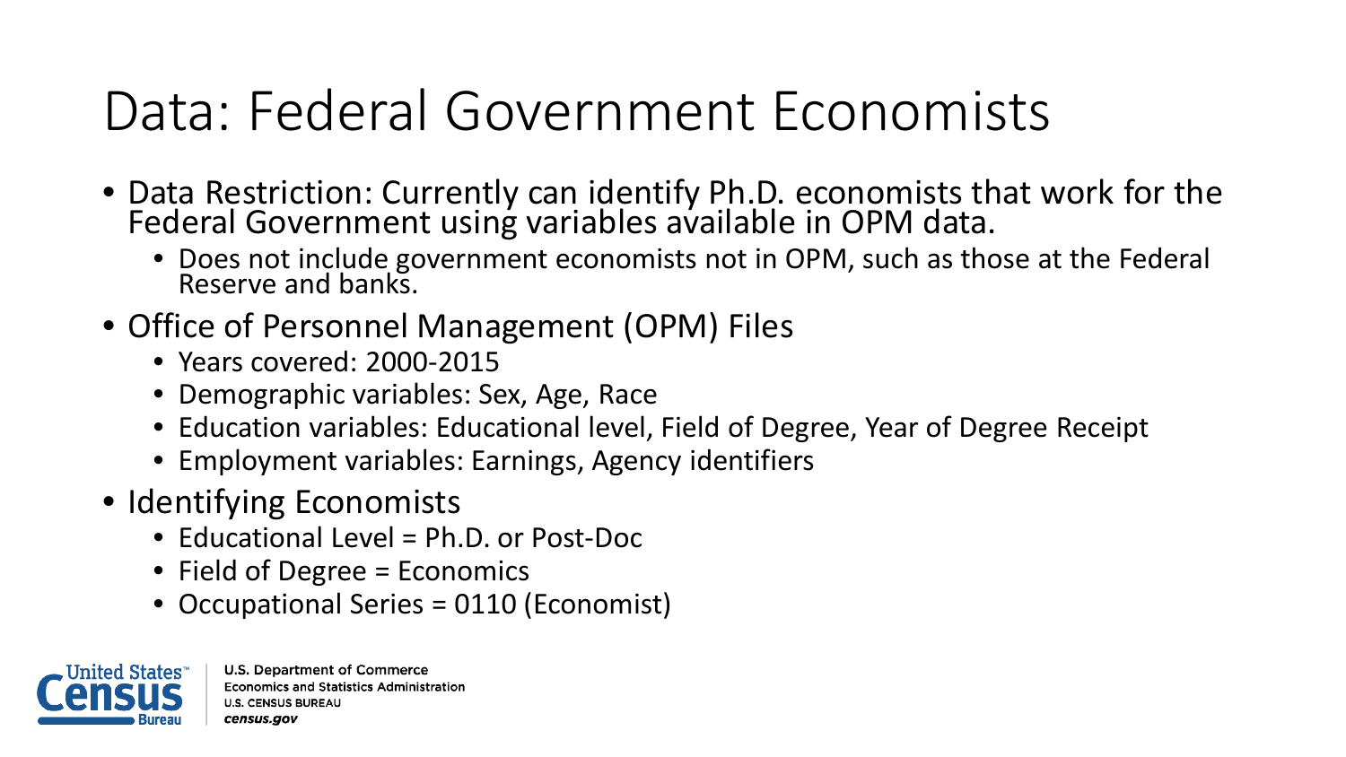# Data: Federal Government Economists

- Data Restriction: Currently can identify Ph.D. economists that work for the Federal Government using variables available in OPM data.
  - Does not include government economists not in OPM, such as those at the Federal Reserve and banks.
- Office of Personnel Management (OPM) Files
  - Years covered: 2000-2015
  - Demographic variables: Sex, Age, Race
  - Education variables: Educational level, Field of Degree, Year of Degree Receipt
  - Employment variables: Earnings, Agency identifiers
- Identifying Economists
  - Educational Level = Ph.D. or Post-Doc
  - Field of Degree = Economics
  - Occupational Series = 0110 (Economist)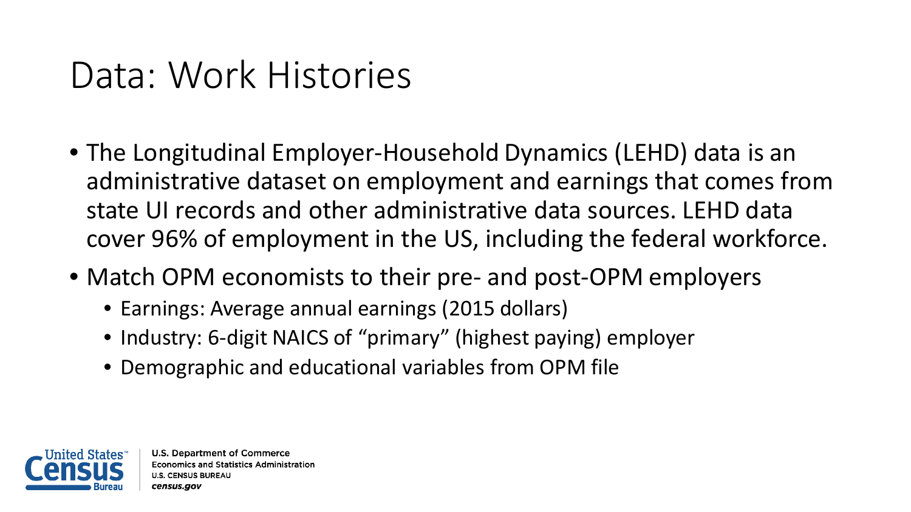# Data: Work Histories

- The Longitudinal Employer-Household Dynamics (LEHD) data is an administrative dataset on employment and earnings that comes from state UI records and other administrative data sources. LEHD data cover 96% of employment in the US, including the federal workforce.
- Match OPM economists to their pre- and post-OPM employers
  - Earnings: Average annual earnings (2015 dollars)
  - Industry: 6-digit NAICS of "primary" (highest paying) employer
  - Demographic and educational variables from OPM file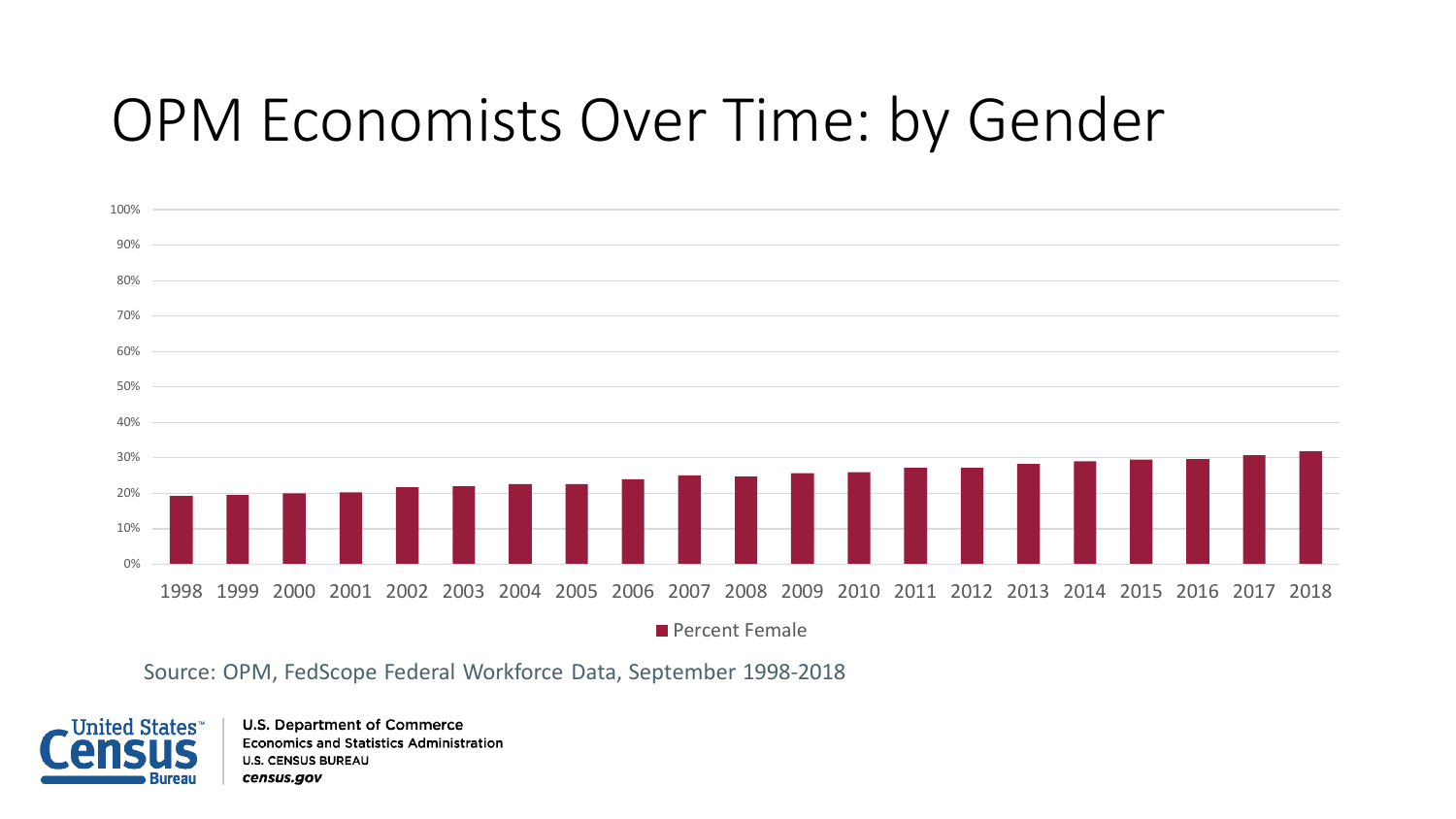# OPM Economists Over Time: by Gender

Percent Female

1998 1999 2000 2001 2002 2003 2004 2005 2006 2007 2008 2009 2010 2011 2012 2013 2014 2015 2016 2017 2018

Source: OPM, FedScope Federal Workforce Data, September 1998-2018

U.S. Department of Commerce
Economics and Statistics Administration
U.S. CENSUS BUREAU
*census.gov*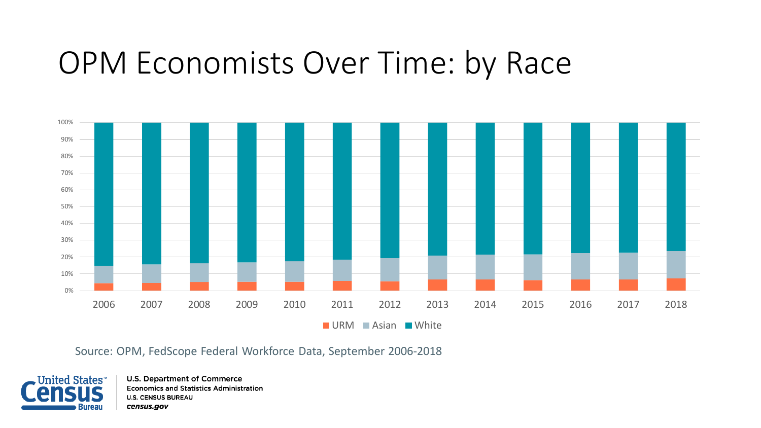# OPM Economists Over Time: by Race

Source: OPM, FedScope Federal Workforce Data, September 2006-2018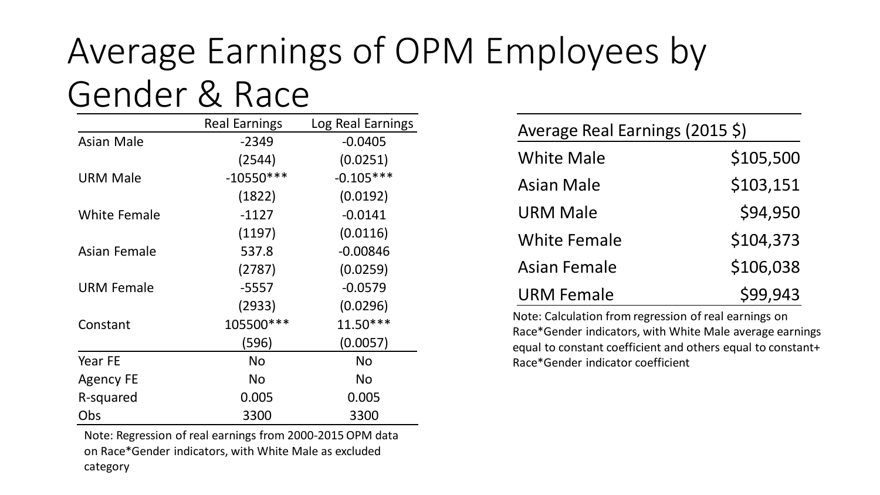# Average Earnings of OPM Employees by Gender & Race

| | Real Earnings | Log Real Earnings |
|---|---|---|
| Asian Male | -2349 | -0.0405 |
| | (2544) | (0.0251) |
| URM Male | -10550*** | -0.105*** |
| | (1822) | (0.0192) |
| White Female | -1127 | -0.0141 |
| | (1197) | (0.0116) |
| Asian Female | 537.8 | -0.00846 |
| | (2787) | (0.0259) |
| URM Female | -5557 | -0.0579 |
| | (2933) | (0.0296) |
| Constant | 105500*** | 11.50*** |
| | (596) | (0.0057) |
| Year FE | No | No |
| Agency FE | No | No |
| R-squared | 0.005 | 0.005 |
| Obs | 3300 | 3300 |

Note: Regression of real earnings from 2000-2015 OPM data on Race*Gender indicators, with White Male as excluded category

| Average Real Earnings (2015 $) | |
|---|---|
| White Male | $105,500 |
| Asian Male | $103,151 |
| URM Male | $94,950 |
| White Female | $104,373 |
| Asian Female | $106,038 |
| URM Female | $99,943 |

Note: Calculation from regression of real earnings on Race*Gender indicators, with White Male average earnings equal to constant coefficient and others equal to constant+ Race*Gender indicator coefficient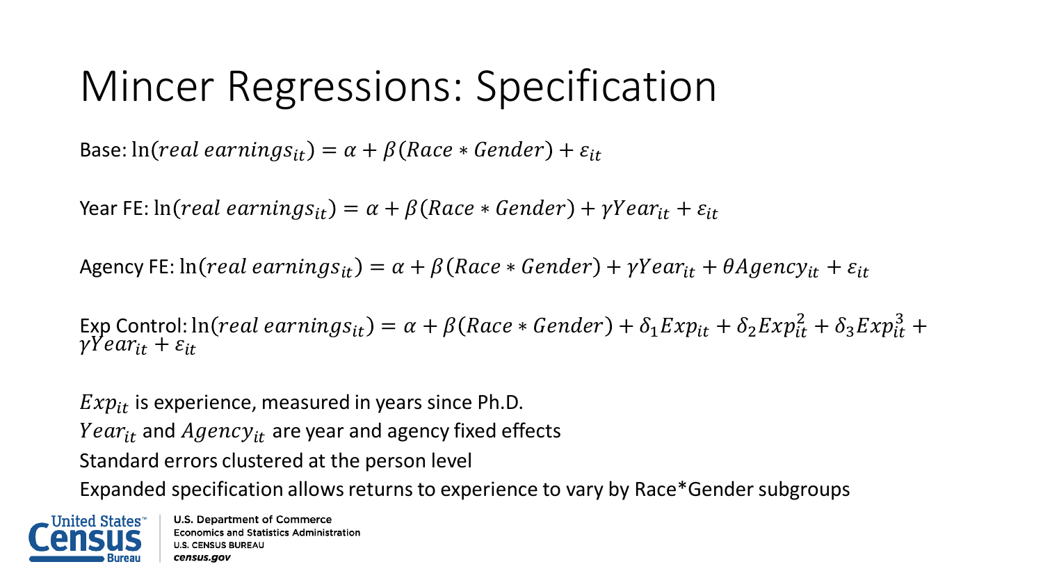# Mincer Regressions: Specification

Base: $\ln(real\ earnings_{it}) = \alpha + \beta(Race * Gender) + \varepsilon_{it}$

Year FE: $\ln(real\ earnings_{it}) = \alpha + \beta(Race * Gender) + \gamma Year_{it} + \varepsilon_{it}$

Agency FE: $\ln(real\ earnings_{it}) = \alpha + \beta(Race * Gender) + \gamma Year_{it} + \theta Agency_{it} + \varepsilon_{it}$

Exp Control: $\ln(real\ earnings_{it}) = \alpha + \beta(Race * Gender) + \delta_1 Exp_{it} + \delta_2 Exp_{it}^2 + \delta_3 Exp_{it}^3 + \gamma Year_{it} + \varepsilon_{it}$

$Exp_{it}$ is experience, measured in years since Ph.D.

$Year_{it}$ and $Agency_{it}$ are year and agency fixed effects

Standard errors clustered at the person level

Expanded specification allows returns to experience to vary by Race*Gender subgroups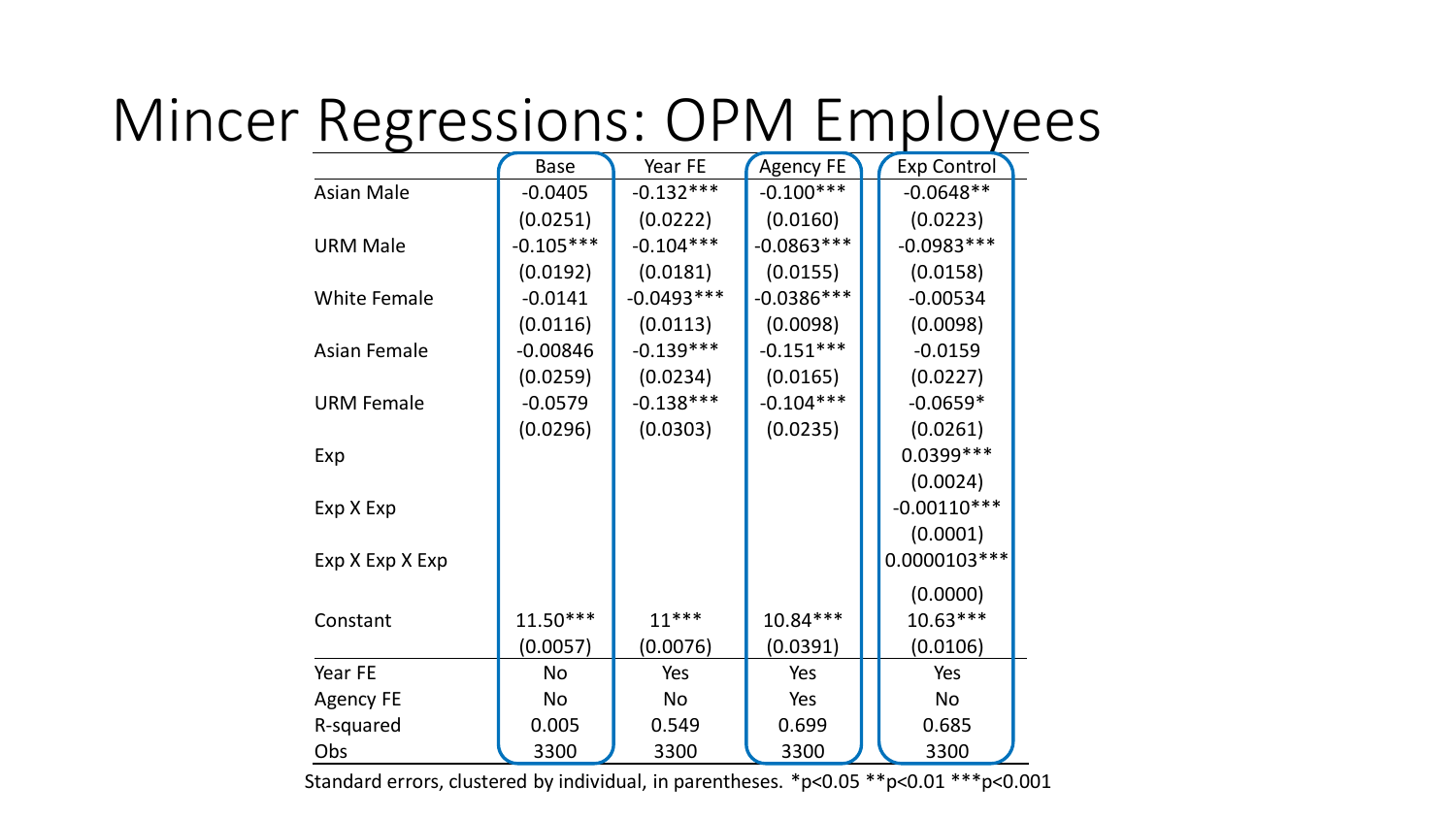# Mincer Regressions: OPM Employees

| | Base | Year FE | Agency FE | Exp Control |
|---|---|---|---|---|
| Asian Male | -0.0405 | -0.132*** | -0.100*** | -0.0648** |
| | (0.0251) | (0.0222) | (0.0160) | (0.0223) |
| URM Male | -0.105*** | -0.104*** | -0.0863*** | -0.0983*** |
| | (0.0192) | (0.0181) | (0.0155) | (0.0158) |
| White Female | -0.0141 | -0.0493*** | -0.0386*** | -0.00534 |
| | (0.0116) | (0.0113) | (0.0098) | (0.0098) |
| Asian Female | -0.00846 | -0.139*** | -0.151*** | -0.0159 |
| | (0.0259) | (0.0234) | (0.0165) | (0.0227) |
| URM Female | -0.0579 | -0.138*** | -0.104*** | -0.0659* |
| | (0.0296) | (0.0303) | (0.0235) | (0.0261) |
| Exp | | | | 0.0399*** |
| | | | | (0.0024) |
| Exp X Exp | | | | -0.00110*** |
| | | | | (0.0001) |
| Exp X Exp X Exp | | | | 0.0000103*** |
| | | | | (0.0000) |
| Constant | 11.50*** | 11*** | 10.84*** | 10.63*** |
| | (0.0057) | (0.0076) | (0.0391) | (0.0106) |
| Year FE | No | Yes | Yes | Yes |
| Agency FE | No | No | Yes | No |
| R-squared | 0.005 | 0.549 | 0.699 | 0.685 |
| Obs | 3300 | 3300 | 3300 | 3300 |

Standard errors, clustered by individual, in parentheses. *p<0.05 **p<0.01 ***p<0.001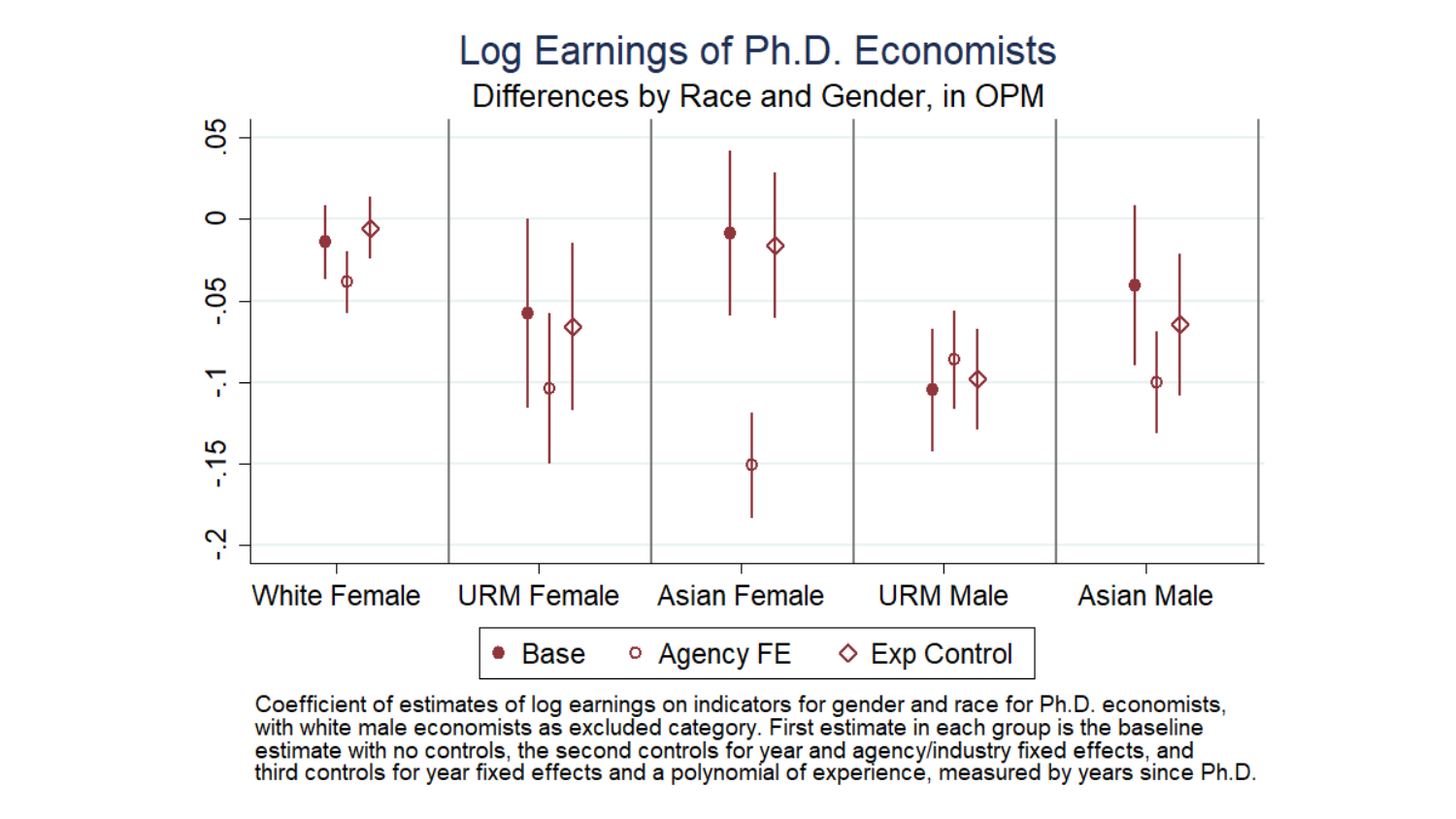# Log Earnings of Ph.D. Economists

Differences by Race and Gender, in OPM

Coefficient of estimates of log earnings on indicators for gender and race for Ph.D. economists, with white male economists as excluded category. First estimate in each group is the baseline estimate with no controls, the second controls for year and agency/industry fixed effects, and third controls for year fixed effects and a polynomial of experience, measured by years since Ph.D.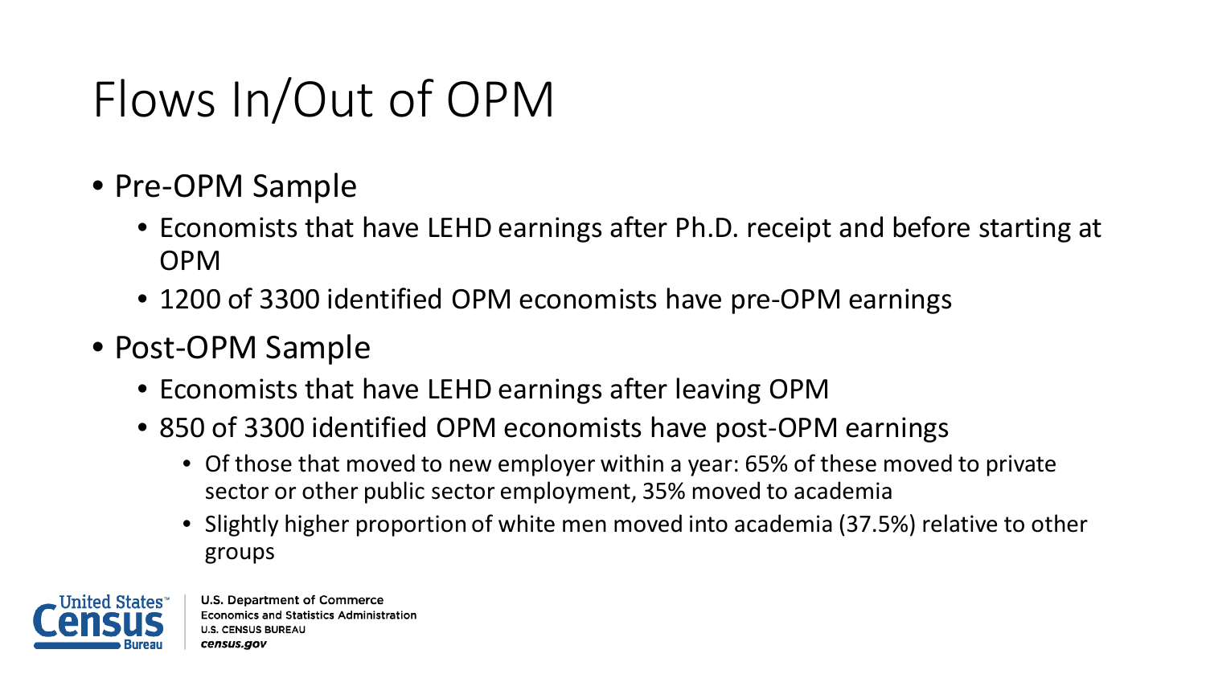# Flows In/Out of OPM

- Pre-OPM Sample
  - Economists that have LEHD earnings after Ph.D. receipt and before starting at OPM
  - 1200 of 3300 identified OPM economists have pre-OPM earnings
- Post-OPM Sample
  - Economists that have LEHD earnings after leaving OPM
  - 850 of 3300 identified OPM economists have post-OPM earnings
    - Of those that moved to new employer within a year: 65% of these moved to private sector or other public sector employment, 35% moved to academia
    - Slightly higher proportion of white men moved into academia (37.5%) relative to other groups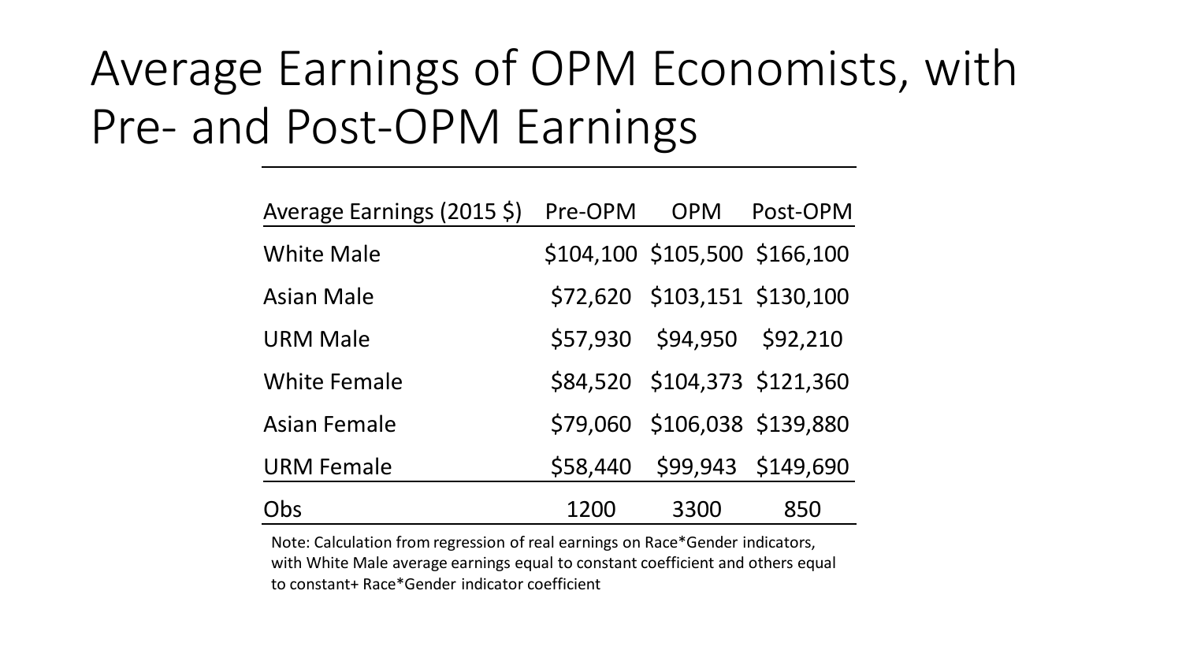# Average Earnings of OPM Economists, with Pre- and Post-OPM Earnings

| Average Earnings (2015 $) | Pre-OPM | OPM | Post-OPM |
|---|---|---|---|
| White Male | $104,100 | $105,500 | $166,100 |
| Asian Male | $72,620 | $103,151 | $130,100 |
| URM Male | $57,930 | $94,950 | $92,210 |
| White Female | $84,520 | $104,373 | $121,360 |
| Asian Female | $79,060 | $106,038 | $139,880 |
| URM Female | $58,440 | $99,943 | $149,690 |
| Obs | 1200 | 3300 | 850 |

Note: Calculation from regression of real earnings on Race*Gender indicators, with White Male average earnings equal to constant coefficient and others equal to constant+ Race*Gender indicator coefficient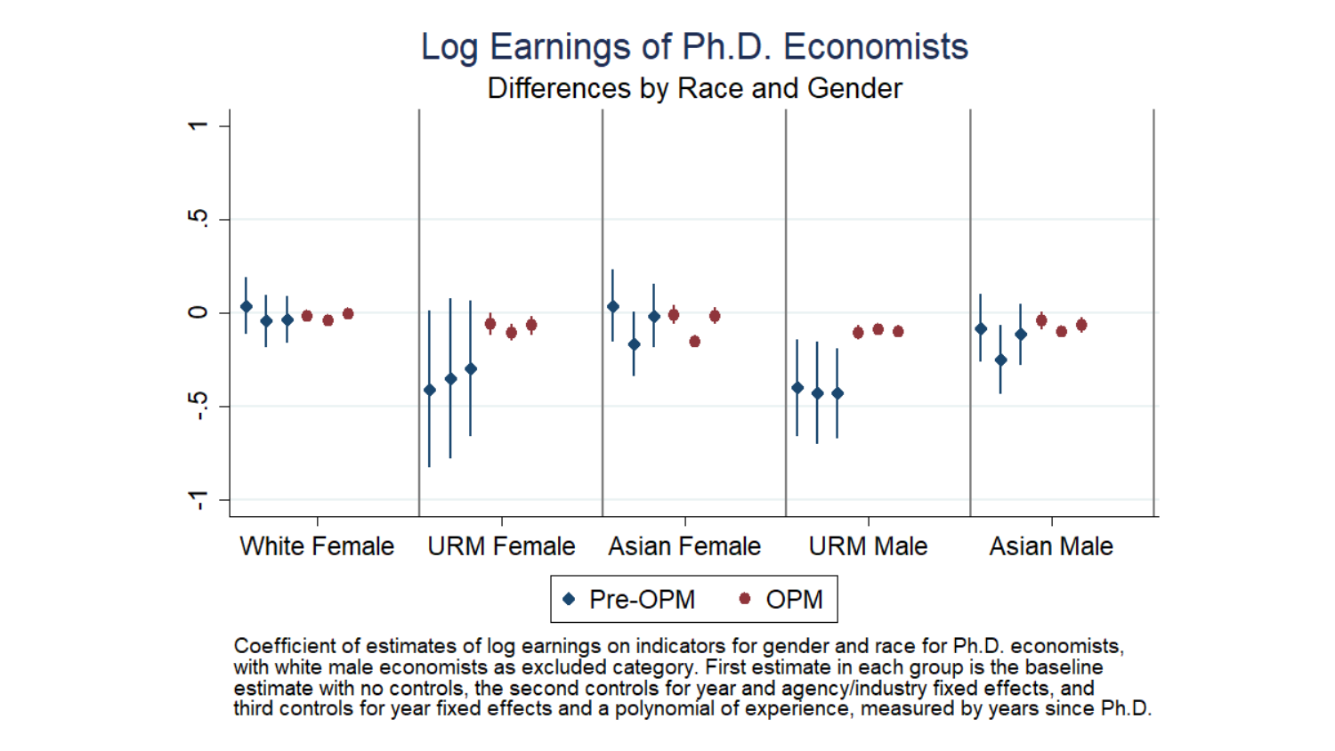# Log Earnings of Ph.D. Economists

Differences by Race and Gender

Coefficient of estimates of log earnings on indicators for gender and race for Ph.D. economists, with white male economists as excluded category. First estimate in each group is the baseline estimate with no controls, the second controls for year and agency/industry fixed effects, and third controls for year fixed effects and a polynomial of experience, measured by years since Ph.D.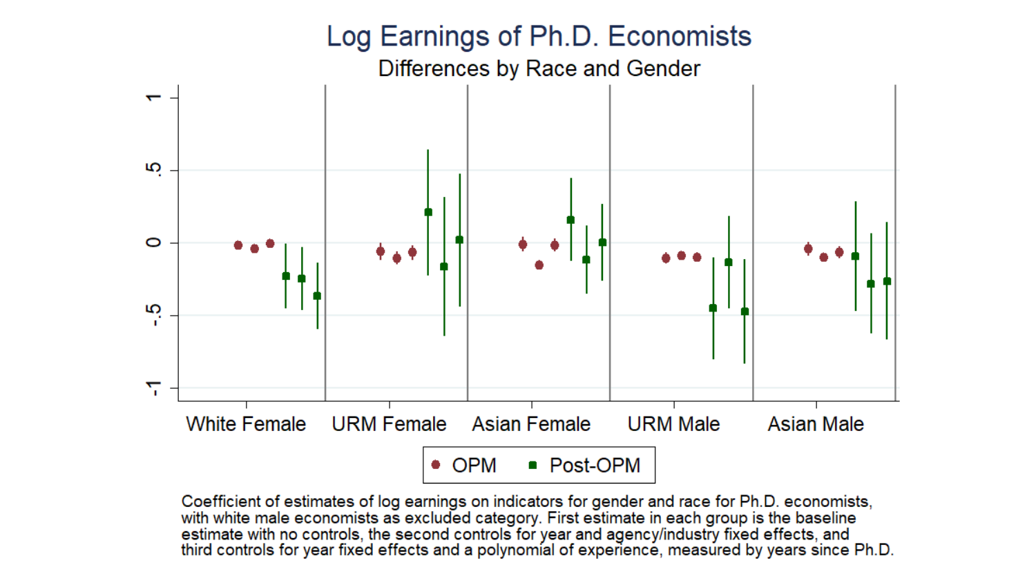# Log Earnings of Ph.D. Economists

## Differences by Race and Gender

Coefficient of estimates of log earnings on indicators for gender and race for Ph.D. economists, with white male economists as excluded category. First estimate in each group is the baseline estimate with no controls, the second controls for year and agency/industry fixed effects, and third controls for year fixed effects and a polynomial of experience, measured by years since Ph.D.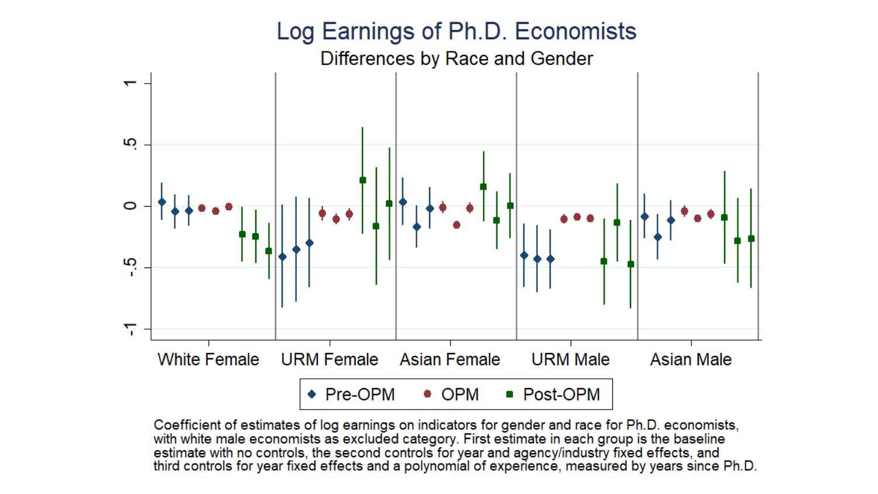# Log Earnings of Ph.D. Economists

## Differences by Race and Gender

Coefficient of estimates of log earnings on indicators for gender and race for Ph.D. economists, with white male economists as excluded category. First estimate in each group is the baseline estimate with no controls, the second controls for year and agency/industry fixed effects, and third controls for year fixed effects and a polynomial of experience, measured by years since Ph.D.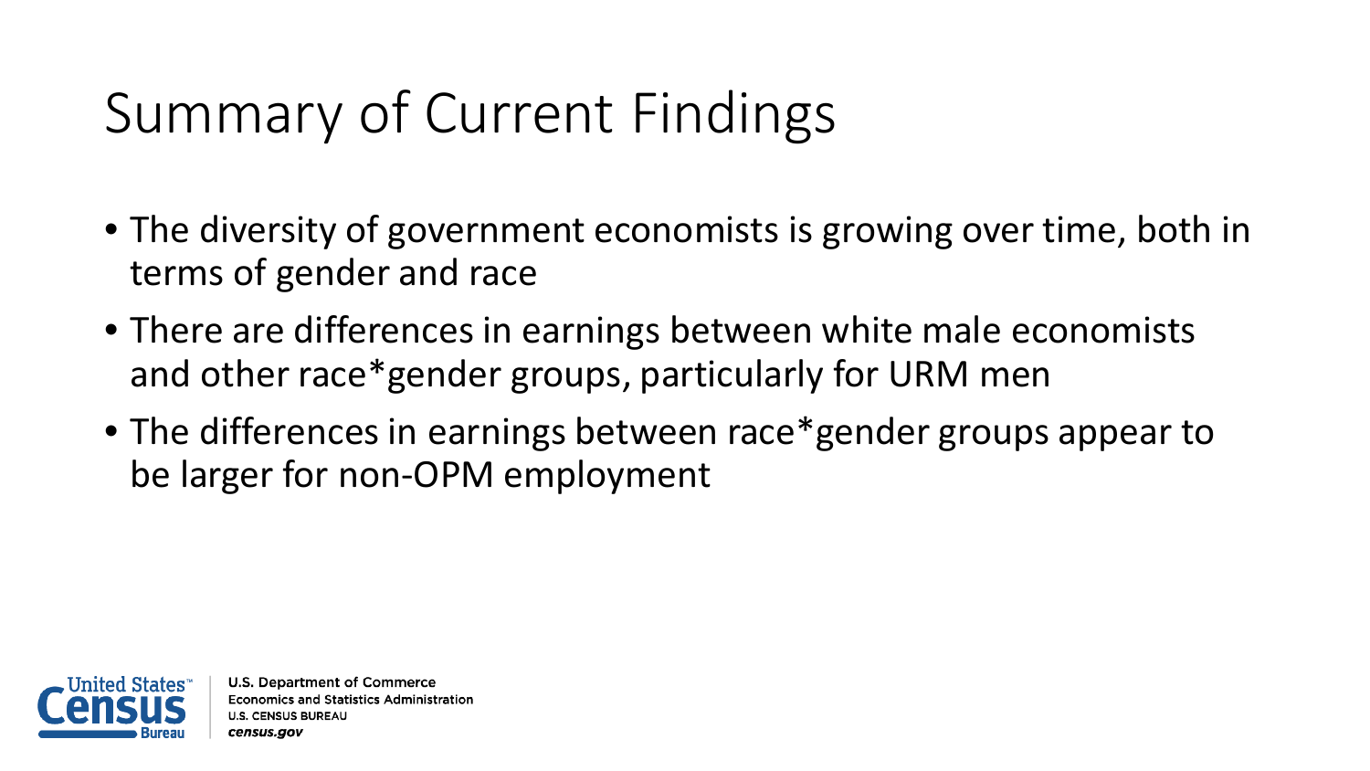# Summary of Current Findings

- The diversity of government economists is growing over time, both in terms of gender and race
- There are differences in earnings between white male economists and other race*gender groups, particularly for URM men
- The differences in earnings between race*gender groups appear to be larger for non-OPM employment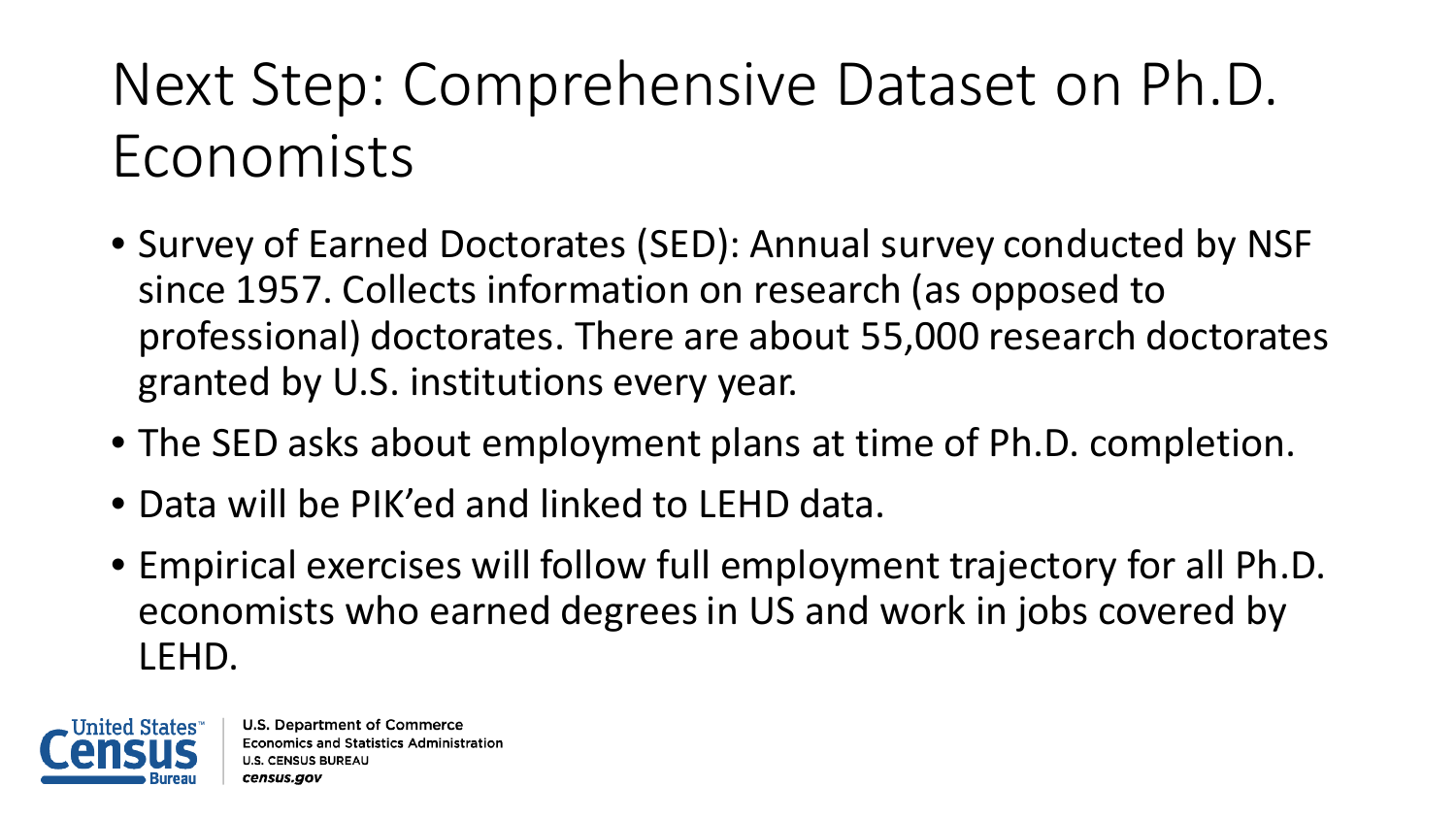# Next Step: Comprehensive Dataset on Ph.D. Economists

- Survey of Earned Doctorates (SED): Annual survey conducted by NSF since 1957. Collects information on research (as opposed to professional) doctorates. There are about 55,000 research doctorates granted by U.S. institutions every year.
- The SED asks about employment plans at time of Ph.D. completion.
- Data will be PIK'ed and linked to LEHD data.
- Empirical exercises will follow full employment trajectory for all Ph.D. economists who earned degrees in US and work in jobs covered by LEHD.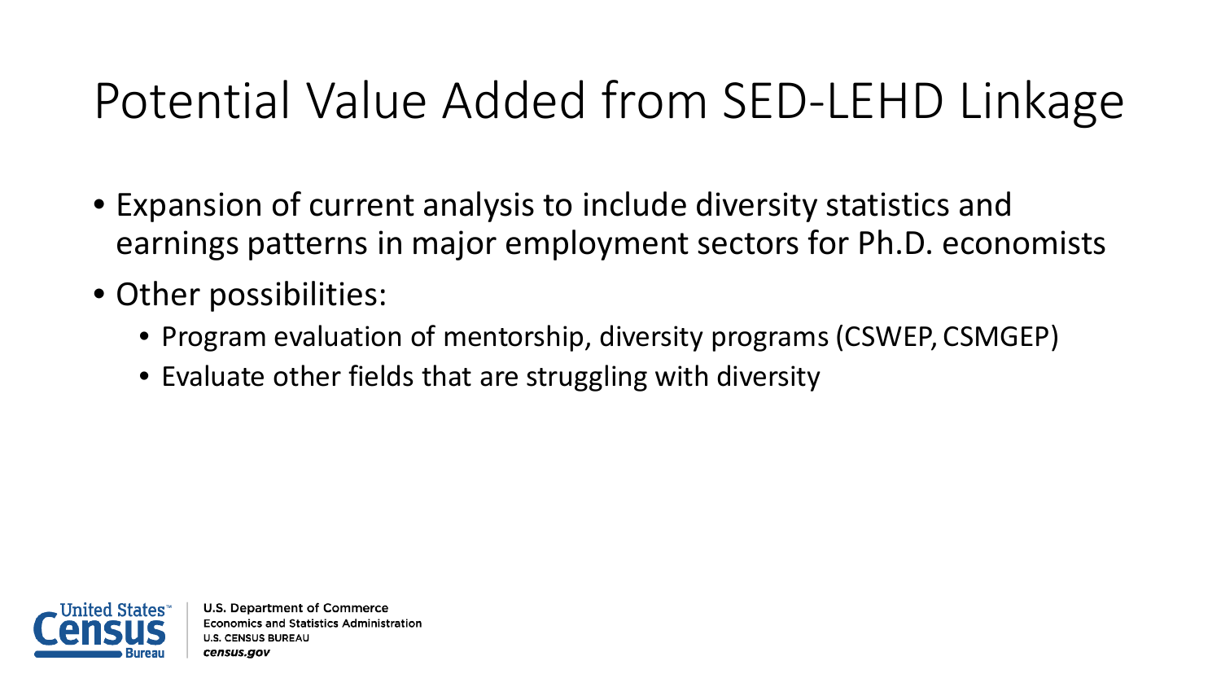# Potential Value Added from SED-LEHD Linkage

- Expansion of current analysis to include diversity statistics and earnings patterns in major employment sectors for Ph.D. economists
- Other possibilities:
  - Program evaluation of mentorship, diversity programs (CSWEP, CSMGEP)
  - Evaluate other fields that are struggling with diversity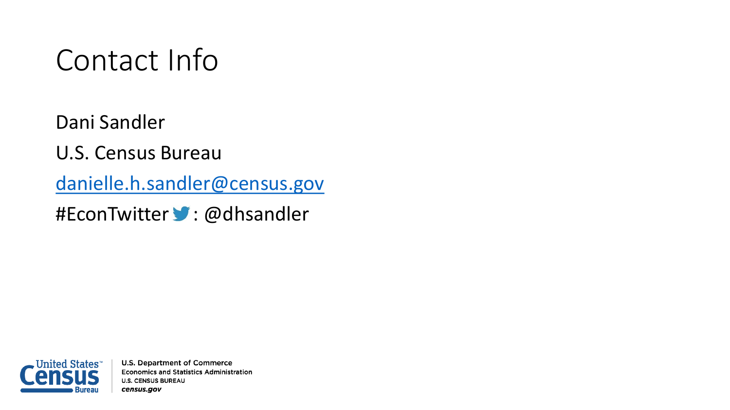# Contact Info

Dani Sandler

U.S. Census Bureau

danielle.h.sandler@census.gov

#EconTwitter : @dhsandler